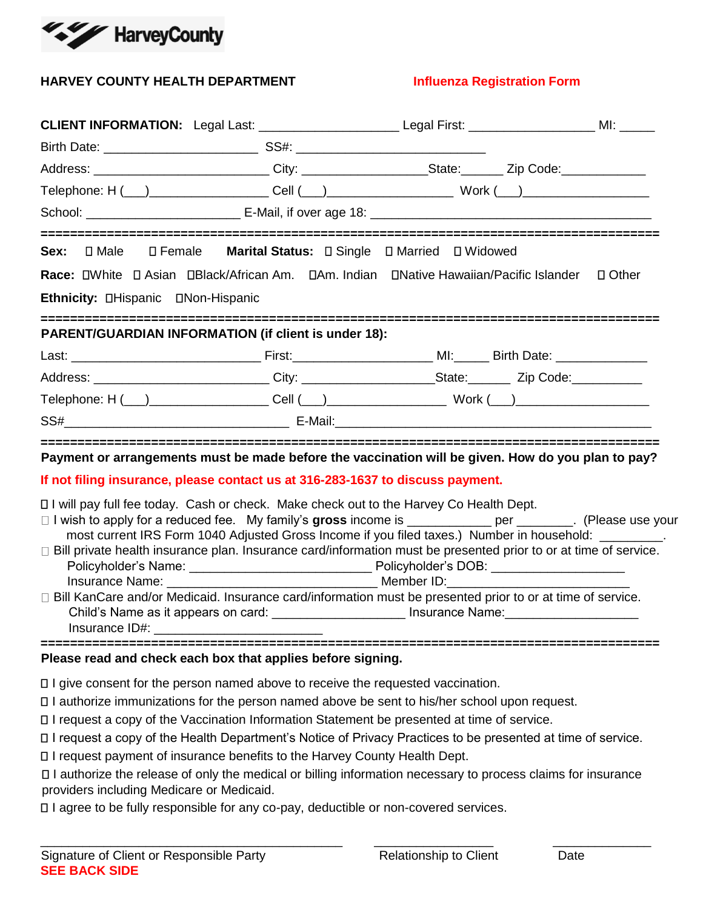HarveyCounty

**HARVEY COUNTY HEALTH DEPARTMENT** **Influenza Registration Form**

**CLIENT INFORMATION:** Legal Last: ____________________ Legal First: __________________ MI: _____

Birth Date: ______________________ SS#: ___________________________

Address: _________________________ City: __________________State:______ Zip Code:____________

Telephone: H (___)_________________ Cell (___)__________________ Work (___)__________________

School: ______________________ E-Mail, if over age 18: ________________________________________

================================================================================

**Sex:** ☐ Male ☐ Female **Marital Status:** ☐ Single ☐ Married ☐ Widowed

**Race:** ☐White ☐ Asian ☐Black/African Am. ☐Am. Indian ☐Native Hawaiian/Pacific Islander ☐ Other

**Ethnicity:** ☐Hispanic ☐Non-Hispanic

================================================================================

**PARENT/GUARDIAN INFORMATION (if client is under 18):**

Last: ___________________________ First:____________________ MI:_____ Birth Date: _____________

Address: _________________________ City: ___________________State:______ Zip Code:__________

Telephone: H (___)_________________ Cell (___)_________________ Work (___)___________________

SS#_________________________________ E-Mail:__________________________________________

================================================================================

**Payment or arrangements must be made before the vaccination will be given. How do you plan to pay?**

**If not filing insurance, please contact us at 316-283-1637 to discuss payment.**

☐ I will pay full fee today. Cash or check. Make check out to the Harvey Co Health Dept.

☐ I wish to apply for a reduced fee. My family's **gross** income is ____________ per ________. (Please use your most current IRS Form 1040 Adjusted Gross Income if you filed taxes.) Number in household: _________.

☐ Bill private health insurance plan. Insurance card/information must be presented prior to or at time of service.
Policyholder's Name: __________________________ Policyholder's DOB: ___________________
Insurance Name: ______________________________ Member ID:__________________________

☐ Bill KanCare and/or Medicaid. Insurance card/information must be presented prior to or at time of service.
Child's Name as it appears on card: ___________________ Insurance Name:___________________
Insurance ID#: ________________________

================================================================================

**Please read and check each box that applies before signing.**

☐ I give consent for the person named above to receive the requested vaccination.

☐ I authorize immunizations for the person named above be sent to his/her school upon request.

☐ I request a copy of the Vaccination Information Statement be presented at time of service.

☐ I request a copy of the Health Department's Notice of Privacy Practices to be presented at time of service.

☐ I request payment of insurance benefits to the Harvey County Health Dept.

☐ I authorize the release of only the medical or billing information necessary to process claims for insurance providers including Medicare or Medicaid.

☐ I agree to be fully responsible for any co-pay, deductible or non-covered services.

_____________________________________________ _________________ ______________

Signature of Client or Responsible Party Relationship to Client Date

**SEE BACK SIDE**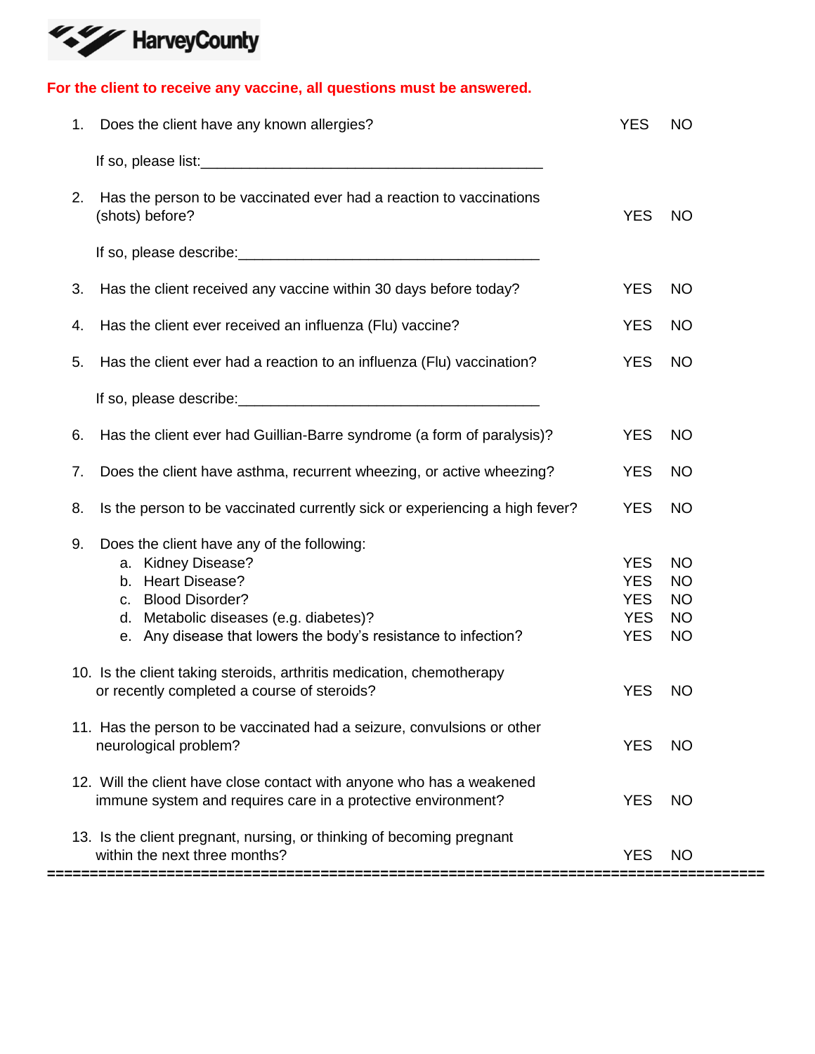HarveyCounty

**For the client to receive any vaccine, all questions must be answered.**

1. Does the client have any known allergies? YES NO

   If so, please list:\_\_\_\_\_\_\_\_\_\_\_\_\_\_\_\_\_\_\_\_\_\_\_\_\_\_\_\_\_\_\_\_\_\_\_\_\_\_\_\_\_\_\_\_

2. Has the person to be vaccinated ever had a reaction to vaccinations (shots) before? YES NO

   If so, please describe:\_\_\_\_\_\_\_\_\_\_\_\_\_\_\_\_\_\_\_\_\_\_\_\_\_\_\_\_\_\_\_\_\_\_\_\_\_\_\_

3. Has the client received any vaccine within 30 days before today? YES NO

4. Has the client ever received an influenza (Flu) vaccine? YES NO

5. Has the client ever had a reaction to an influenza (Flu) vaccination? YES NO

   If so, please describe:\_\_\_\_\_\_\_\_\_\_\_\_\_\_\_\_\_\_\_\_\_\_\_\_\_\_\_\_\_\_\_\_\_\_\_\_\_\_\_

6. Has the client ever had Guillian-Barre syndrome (a form of paralysis)? YES NO

7. Does the client have asthma, recurrent wheezing, or active wheezing? YES NO

8. Is the person to be vaccinated currently sick or experiencing a high fever? YES NO

9. Does the client have any of the following:
   a. Kidney Disease? YES NO
   b. Heart Disease? YES NO
   c. Blood Disorder? YES NO
   d. Metabolic diseases (e.g. diabetes)? YES NO
   e. Any disease that lowers the body's resistance to infection? YES NO

10. Is the client taking steroids, arthritis medication, chemotherapy or recently completed a course of steroids? YES NO

11. Has the person to be vaccinated had a seizure, convulsions or other neurological problem? YES NO

12. Will the client have close contact with anyone who has a weakened immune system and requires care in a protective environment? YES NO

13. Is the client pregnant, nursing, or thinking of becoming pregnant within the next three months? YES NO

==================================================================================